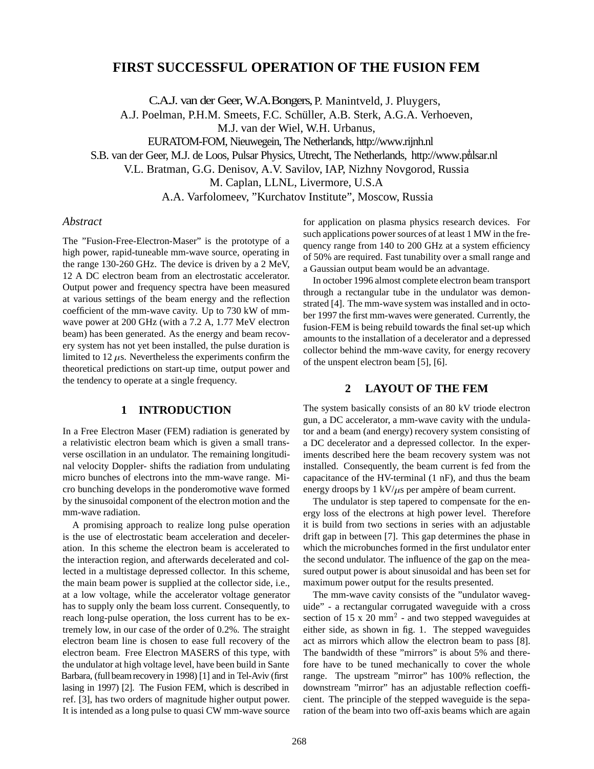# FIRST SUCCESSFUL OPERATION OF THE FUSION FEM

C.A.J. van der Geer, W.A. Bongers, P. Manintveld, J. Pluygers,
A.J. Poelman, P.H.M. Smeets, F.C. Schüller, A.B. Sterk, A.G.A. Verhoeven,
M.J. van der Wiel, W.H. Urbanus,
EURATOM-FOM, Nieuwegein, The Netherlands, http://www.rijnh.nl
S.B. van der Geer, M.J. de Loos, Pulsar Physics, Utrecht, The Netherlands, http://www.pulsar.nl
V.L. Bratman, G.G. Denisov, A.V. Savilov, IAP, Nizhny Novgorod, Russia
M. Caplan, LLNL, Livermore, U.S.A
A.A. Varfolomeev, "Kurchatov Institute", Moscow, Russia

## *Abstract*

The "Fusion-Free-Electron-Maser" is the prototype of a high power, rapid-tuneable mm-wave source, operating in the range 130-260 GHz. The device is driven by a 2 MeV, 12 A DC electron beam from an electrostatic accelerator. Output power and frequency spectra have been measured at various settings of the beam energy and the reflection coefficient of the mm-wave cavity. Up to 730 kW of mm-wave power at 200 GHz (with a 7.2 A, 1.77 MeV electron beam) has been generated. As the energy and beam recovery system has not yet been installed, the pulse duration is limited to 12 $\mu$s. Nevertheless the experiments confirm the theoretical predictions on start-up time, output power and the tendency to operate at a single frequency.

## 1 INTRODUCTION

In a Free Electron Maser (FEM) radiation is generated by a relativistic electron beam which is given a small transverse oscillation in an undulator. The remaining longitudinal velocity Doppler- shifts the radiation from undulating micro bunches of electrons into the mm-wave range. Micro bunching develops in the ponderomotive wave formed by the sinusoidal component of the electron motion and the mm-wave radiation.

A promising approach to realize long pulse operation is the use of electrostatic beam acceleration and deceleration. In this scheme the electron beam is accelerated to the interaction region, and afterwards decelerated and collected in a multistage depressed collector. In this scheme, the main beam power is supplied at the collector side, i.e., at a low voltage, while the accelerator voltage generator has to supply only the beam loss current. Consequently, to reach long-pulse operation, the loss current has to be extremely low, in our case of the order of 0.2%. The straight electron beam line is chosen to ease full recovery of the electron beam. Free Electron MASERS of this type, with the undulator at high voltage level, have been build in Sante Barbara, (full beam recovery in 1998) [1] and in Tel-Aviv (first lasing in 1997) [2]. The Fusion FEM, which is described in ref. [3], has two orders of magnitude higher output power. It is intended as a long pulse to quasi CW mm-wave source for application on plasma physics research devices. For such applications power sources of at least 1 MW in the frequency range from 140 to 200 GHz at a system efficiency of 50% are required. Fast tunability over a small range and a Gaussian output beam would be an advantage.

In october 1996 almost complete electron beam transport through a rectangular tube in the undulator was demonstrated [4]. The mm-wave system was installed and in october 1997 the first mm-waves were generated. Currently, the fusion-FEM is being rebuild towards the final set-up which amounts to the installation of a decelerator and a depressed collector behind the mm-wave cavity, for energy recovery of the unspent electron beam [5], [6].

## 2 LAYOUT OF THE FEM

The system basically consists of an 80 kV triode electron gun, a DC accelerator, a mm-wave cavity with the undulator and a beam (and energy) recovery system consisting of a DC decelerator and a depressed collector. In the experiments described here the beam recovery system was not installed. Consequently, the beam current is fed from the capacitance of the HV-terminal (1 nF), and thus the beam energy droops by 1 kV/$\mu$s per ampère of beam current.

The undulator is step tapered to compensate for the energy loss of the electrons at high power level. Therefore it is build from two sections in series with an adjustable drift gap in between [7]. This gap determines the phase in which the microbunches formed in the first undulator enter the second undulator. The influence of the gap on the measured output power is about sinusoidal and has been set for maximum power output for the results presented.

The mm-wave cavity consists of the "undulator waveguide" - a rectangular corrugated waveguide with a cross section of 15 x 20 mm$^2$ - and two stepped waveguides at either side, as shown in fig. 1. The stepped waveguides act as mirrors which allow the electron beam to pass [8]. The bandwidth of these "mirrors" is about 5% and therefore have to be tuned mechanically to cover the whole range. The upstream "mirror" has 100% reflection, the downstream "mirror" has an adjustable reflection coefficient. The principle of the stepped waveguide is the separation of the beam into two off-axis beams which are again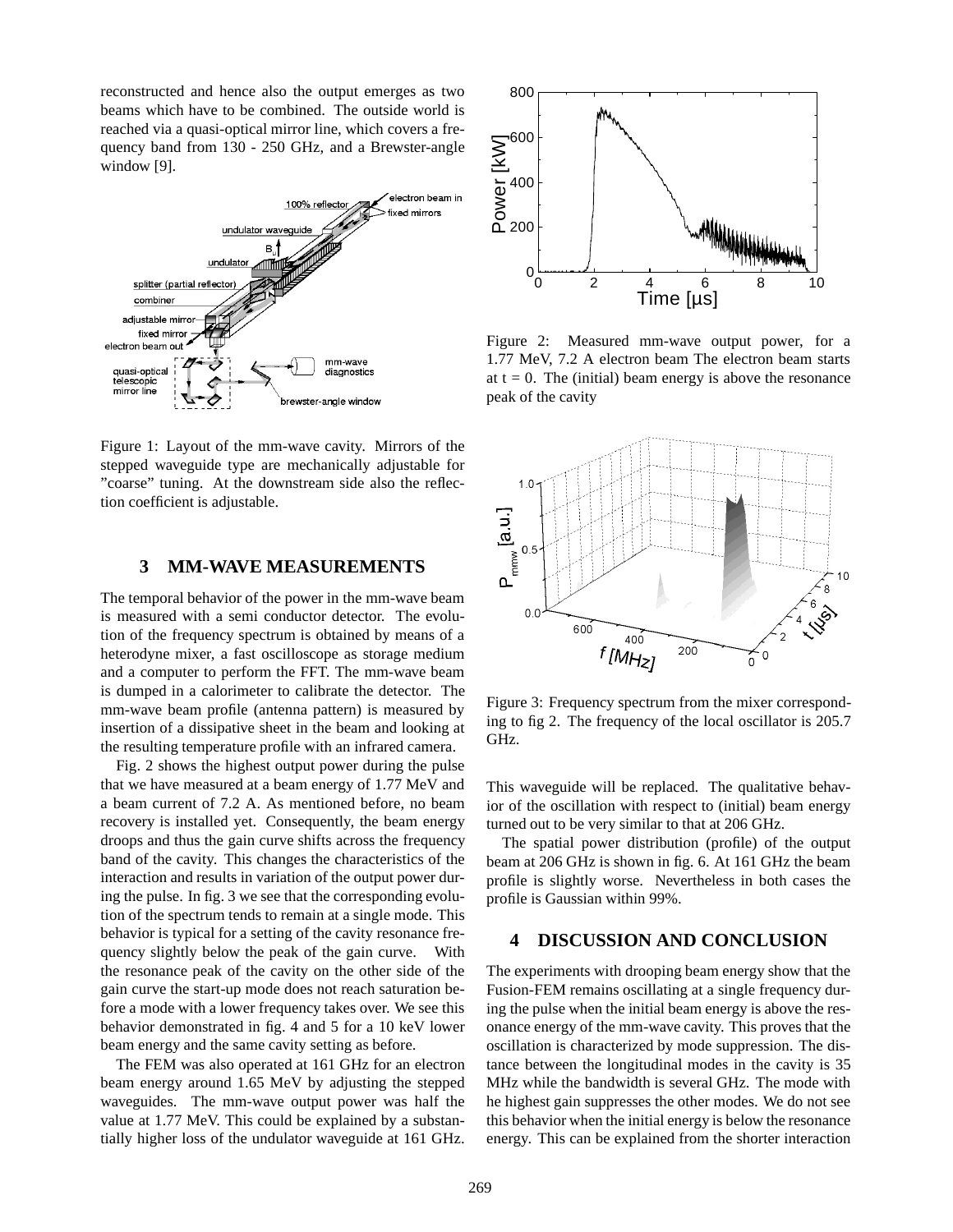reconstructed and hence also the output emerges as two beams which have to be combined. The outside world is reached via a quasi-optical mirror line, which covers a frequency band from 130 - 250 GHz, and a Brewster-angle window [9].

Figure 1: Layout of the mm-wave cavity. Mirrors of the stepped waveguide type are mechanically adjustable for "coarse" tuning. At the downstream side also the reflection coefficient is adjustable.

## 3 MM-WAVE MEASUREMENTS

The temporal behavior of the power in the mm-wave beam is measured with a semi conductor detector. The evolution of the frequency spectrum is obtained by means of a heterodyne mixer, a fast oscilloscope as storage medium and a computer to perform the FFT. The mm-wave beam is dumped in a calorimeter to calibrate the detector. The mm-wave beam profile (antenna pattern) is measured by insertion of a dissipative sheet in the beam and looking at the resulting temperature profile with an infrared camera.

Fig. 2 shows the highest output power during the pulse that we have measured at a beam energy of 1.77 MeV and a beam current of 7.2 A. As mentioned before, no beam recovery is installed yet. Consequently, the beam energy droops and thus the gain curve shifts across the frequency band of the cavity. This changes the characteristics of the interaction and results in variation of the output power during the pulse. In fig. 3 we see that the corresponding evolution of the spectrum tends to remain at a single mode. This behavior is typical for a setting of the cavity resonance frequency slightly below the peak of the gain curve. With the resonance peak of the cavity on the other side of the gain curve the start-up mode does not reach saturation before a mode with a lower frequency takes over. We see this behavior demonstrated in fig. 4 and 5 for a 10 keV lower beam energy and the same cavity setting as before.

The FEM was also operated at 161 GHz for an electron beam energy around 1.65 MeV by adjusting the stepped waveguides. The mm-wave output power was half the value at 1.77 MeV. This could be explained by a substantially higher loss of the undulator waveguide at 161 GHz.

Figure 2: Measured mm-wave output power, for a 1.77 MeV, 7.2 A electron beam The electron beam starts at t = 0. The (initial) beam energy is above the resonance peak of the cavity

Figure 3: Frequency spectrum from the mixer corresponding to fig 2. The frequency of the local oscillator is 205.7 GHz.

This waveguide will be replaced. The qualitative behavior of the oscillation with respect to (initial) beam energy turned out to be very similar to that at 206 GHz.

The spatial power distribution (profile) of the output beam at 206 GHz is shown in fig. 6. At 161 GHz the beam profile is slightly worse. Nevertheless in both cases the profile is Gaussian within 99%.

## 4 DISCUSSION AND CONCLUSION

The experiments with drooping beam energy show that the Fusion-FEM remains oscillating at a single frequency during the pulse when the initial beam energy is above the resonance energy of the mm-wave cavity. This proves that the oscillation is characterized by mode suppression. The distance between the longitudinal modes in the cavity is 35 MHz while the bandwidth is several GHz. The mode with he highest gain suppresses the other modes. We do not see this behavior when the initial energy is below the resonance energy. This can be explained from the shorter interaction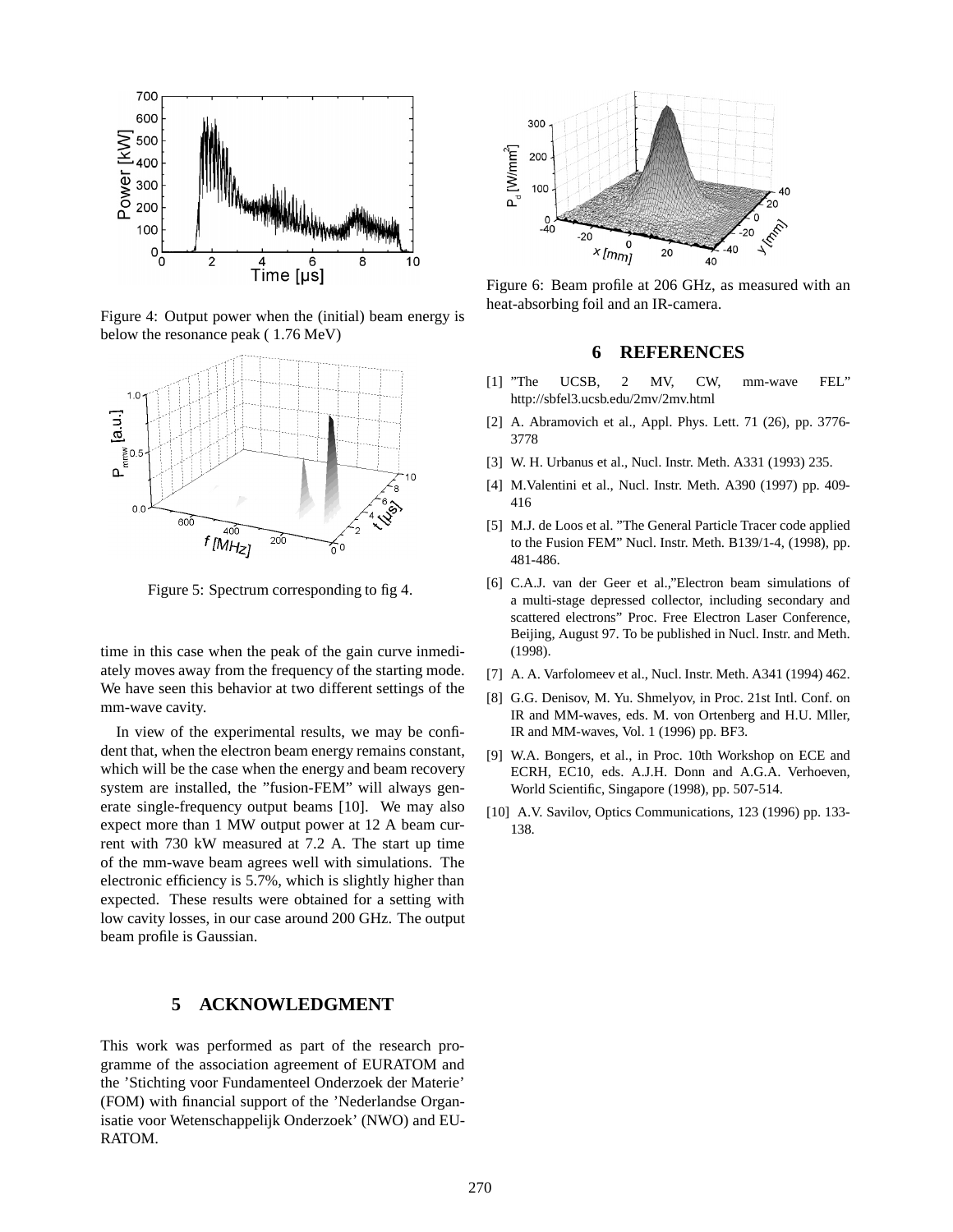700
600
500
400
300
200
100
0
Power [kW]
0 2 4 6 8 10
Time [μs]

Figure 4: Output power when the (initial) beam energy is below the resonance peak ( 1.76 MeV)

1.0
0.5
0.0
$P_{mmw}$ [a.u.]
600 400 200 0
f [MHz]
10 8 6 4 2 0
t [μs]

Figure 5: Spectrum corresponding to fig 4.

time in this case when the peak of the gain curve inmediately moves away from the frequency of the starting mode. We have seen this behavior at two different settings of the mm-wave cavity.

In view of the experimental results, we may be confident that, when the electron beam energy remains constant, which will be the case when the energy and beam recovery system are installed, the "fusion-FEM" will always generate single-frequency output beams [10]. We may also expect more than 1 MW output power at 12 A beam current with 730 kW measured at 7.2 A. The start up time of the mm-wave beam agrees well with simulations. The electronic efficiency is 5.7%, which is slightly higher than expected. These results were obtained for a setting with low cavity losses, in our case around 200 GHz. The output beam profile is Gaussian.

## 5 ACKNOWLEDGMENT

This work was performed as part of the research programme of the association agreement of EURATOM and the 'Stichting voor Fundamenteel Onderzoek der Materie' (FOM) with financial support of the 'Nederlandse Organisatie voor Wetenschappelijk Onderzoek' (NWO) and EURATOM.

300
200
100
0
$P_d$ [W/mm$^2$]
-40 -20 0 20 40
x [mm]
40 20 0 -20 -40
y [mm]

Figure 6: Beam profile at 206 GHz, as measured with an heat-absorbing foil and an IR-camera.

## 6 REFERENCES

[1] "The UCSB, 2 MV, CW, mm-wave FEL" http://sbfel3.ucsb.edu/2mv/2mv.html

[2] A. Abramovich et al., Appl. Phys. Lett. 71 (26), pp. 3776-3778

[3] W. H. Urbanus et al., Nucl. Instr. Meth. A331 (1993) 235.

[4] M.Valentini et al., Nucl. Instr. Meth. A390 (1997) pp. 409-416

[5] M.J. de Loos et al. "The General Particle Tracer code applied to the Fusion FEM" Nucl. Instr. Meth. B139/1-4, (1998), pp. 481-486.

[6] C.A.J. van der Geer et al.,"Electron beam simulations of a multi-stage depressed collector, including secondary and scattered electrons" Proc. Free Electron Laser Conference, Beijing, August 97. To be published in Nucl. Instr. and Meth. (1998).

[7] A. A. Varfolomeev et al., Nucl. Instr. Meth. A341 (1994) 462.

[8] G.G. Denisov, M. Yu. Shmelyov, in Proc. 21st Intl. Conf. on IR and MM-waves, eds. M. von Ortenberg and H.U. Mller, IR and MM-waves, Vol. 1 (1996) pp. BF3.

[9] W.A. Bongers, et al., in Proc. 10th Workshop on ECE and ECRH, EC10, eds. A.J.H. Donn and A.G.A. Verhoeven, World Scientific, Singapore (1998), pp. 507-514.

[10] A.V. Savilov, Optics Communications, 123 (1996) pp. 133-138.